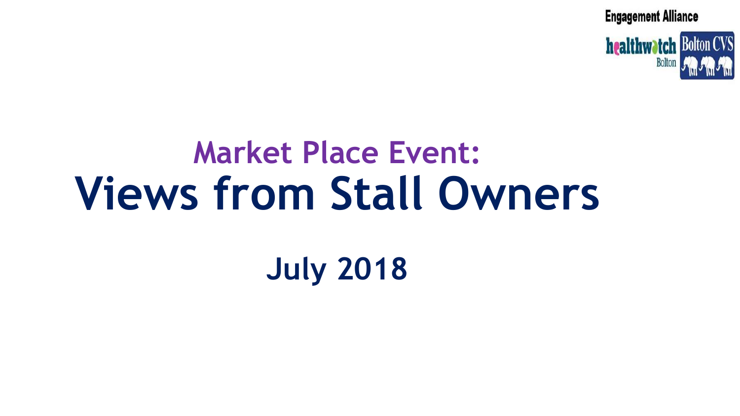Engagement Alliance

healthwatch Bolton | Bolton CVS

## Market Place Event:

# Views from Stall Owners

## July 2018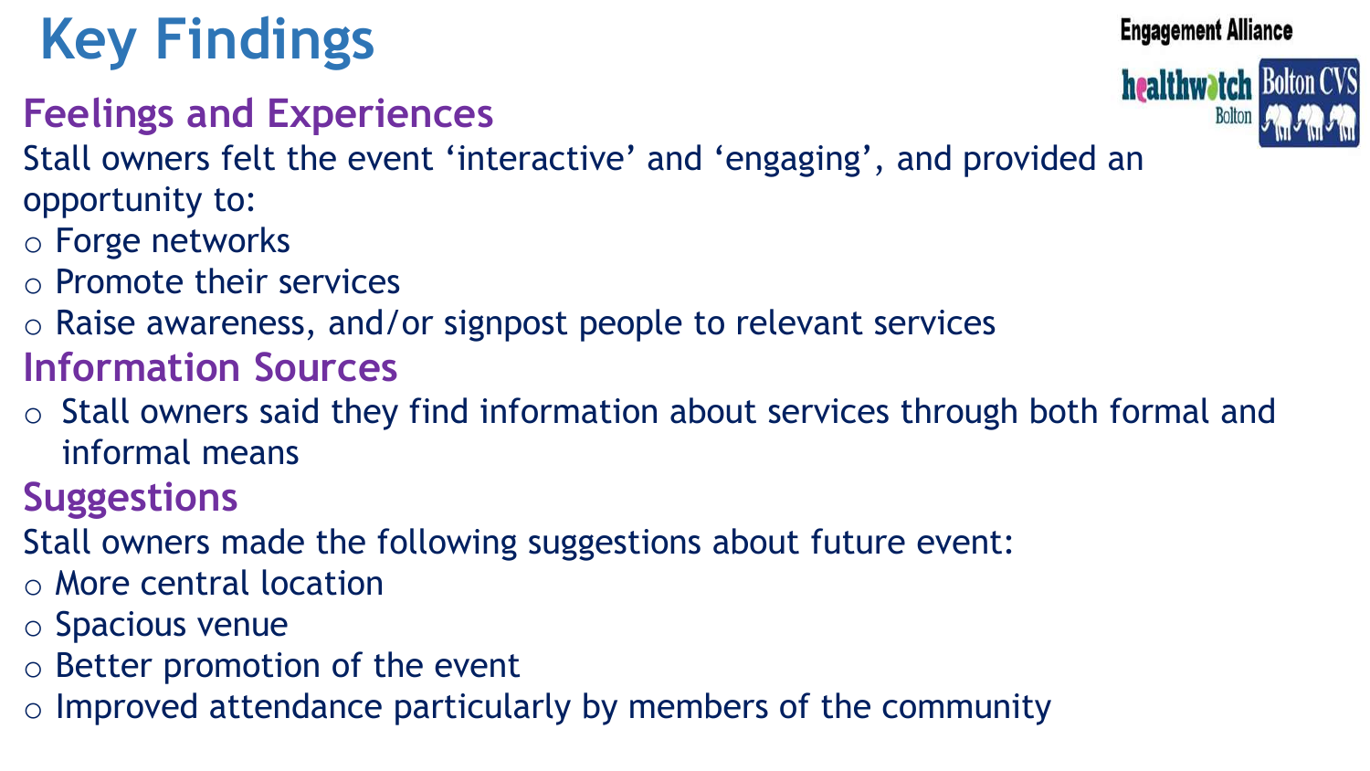# Key Findings

## Feelings and Experiences

Stall owners felt the event 'interactive' and 'engaging', and provided an opportunity to:

- Forge networks
- Promote their services
- Raise awareness, and/or signpost people to relevant services

## Information Sources

- Stall owners said they find information about services through both formal and informal means

## Suggestions

Stall owners made the following suggestions about future event:

- More central location
- Spacious venue
- Better promotion of the event
- Improved attendance particularly by members of the community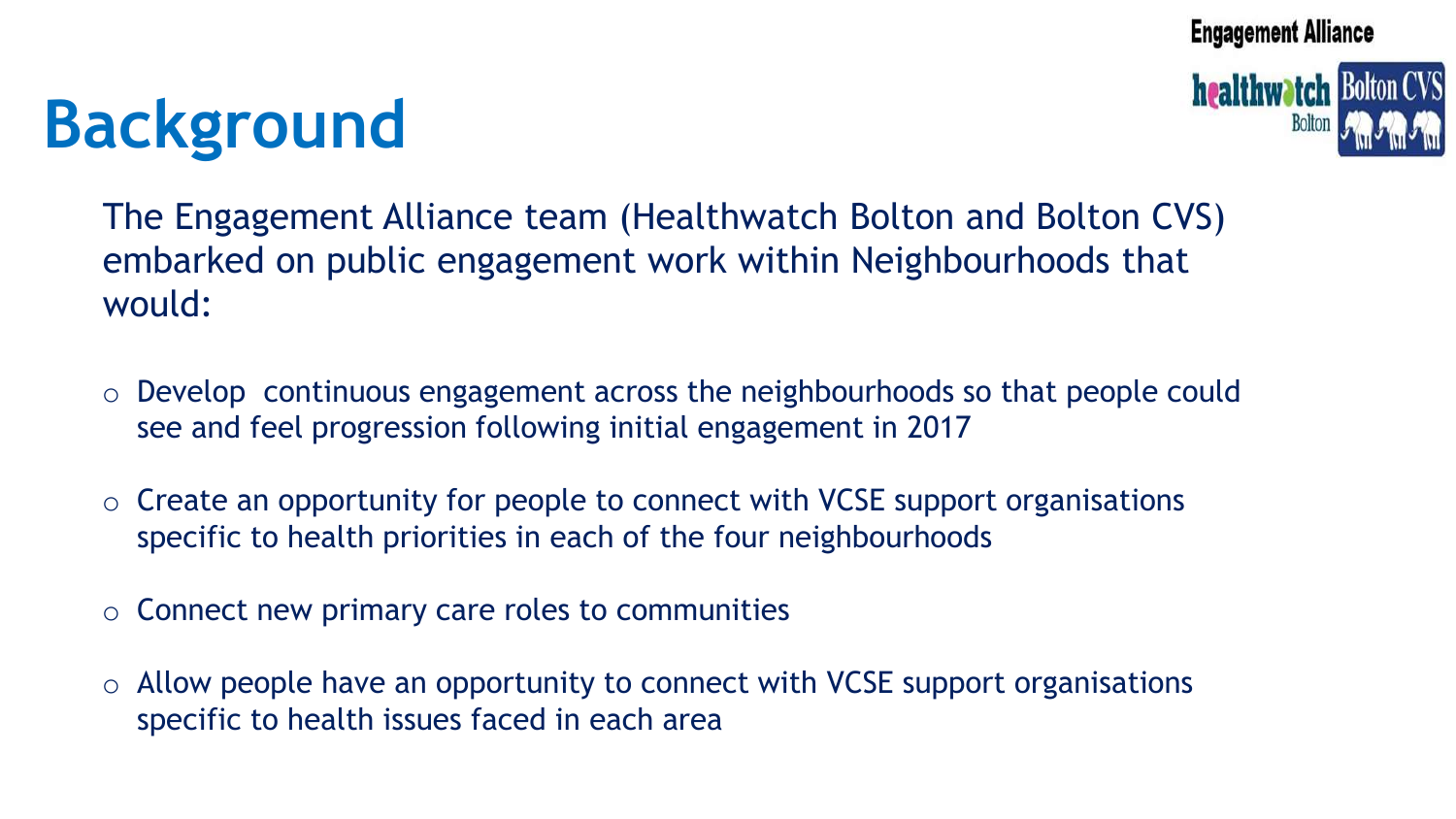# Background

The Engagement Alliance team (Healthwatch Bolton and Bolton CVS) embarked on public engagement work within Neighbourhoods that would:

- Develop continuous engagement across the neighbourhoods so that people could see and feel progression following initial engagement in 2017
- Create an opportunity for people to connect with VCSE support organisations specific to health priorities in each of the four neighbourhoods
- Connect new primary care roles to communities
- Allow people have an opportunity to connect with VCSE support organisations specific to health issues faced in each area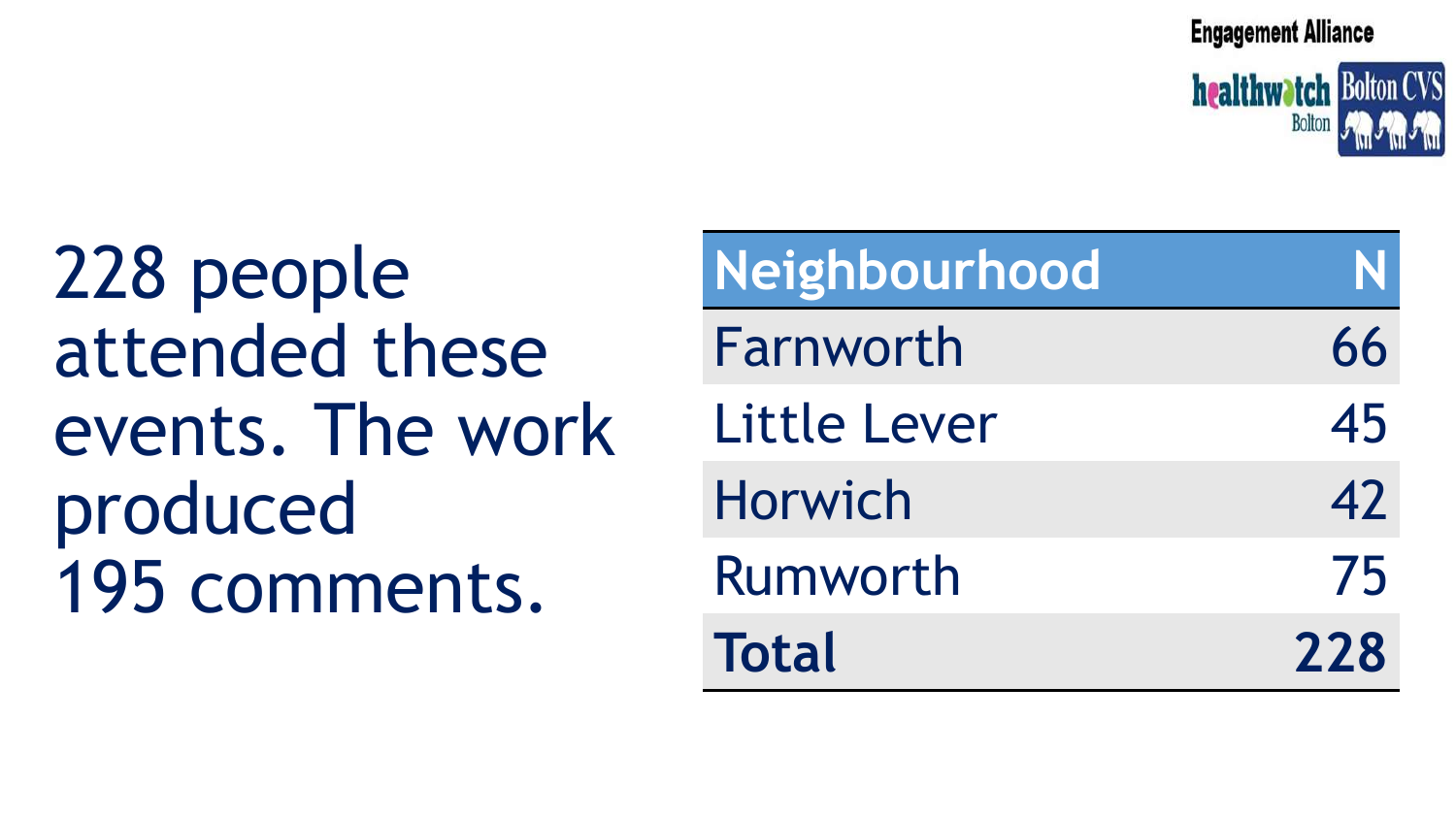228 people attended these events. The work produced 195 comments.

| Neighbourhood | N |
|---|---|
| Farnworth | 66 |
| Little Lever | 45 |
| Horwich | 42 |
| Rumworth | 75 |
| **Total** | **228** |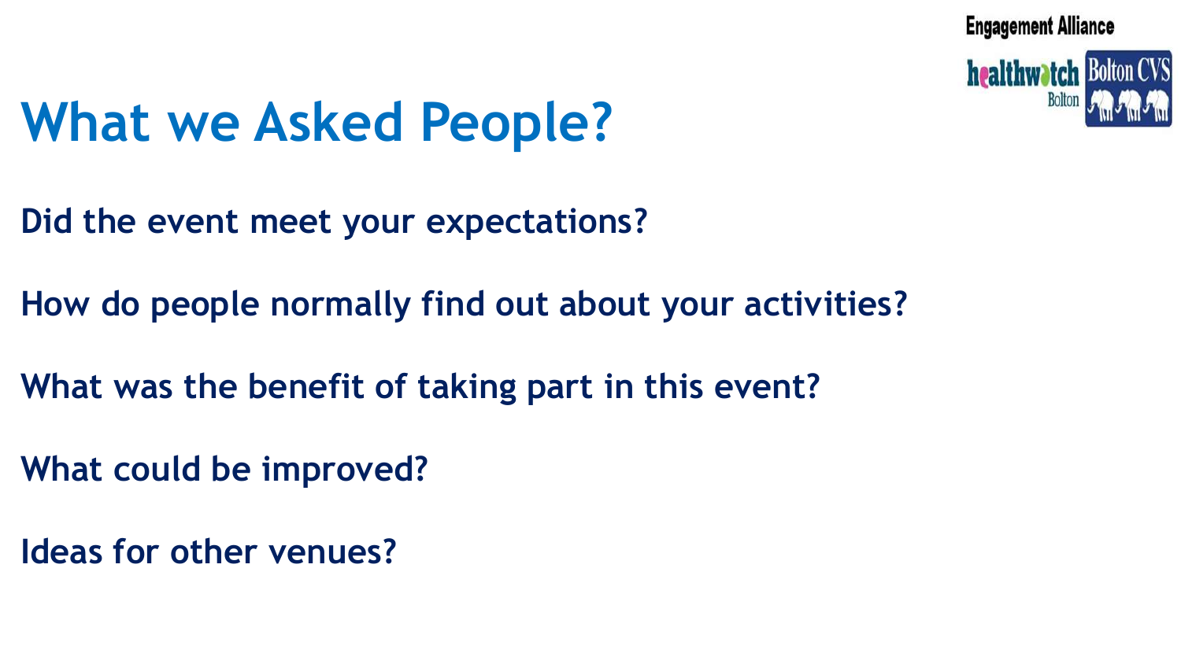# What we Asked People?

**Did the event meet your expectations?**

**How do people normally find out about your activities?**

**What was the benefit of taking part in this event?**

**What could be improved?**

**Ideas for other venues?**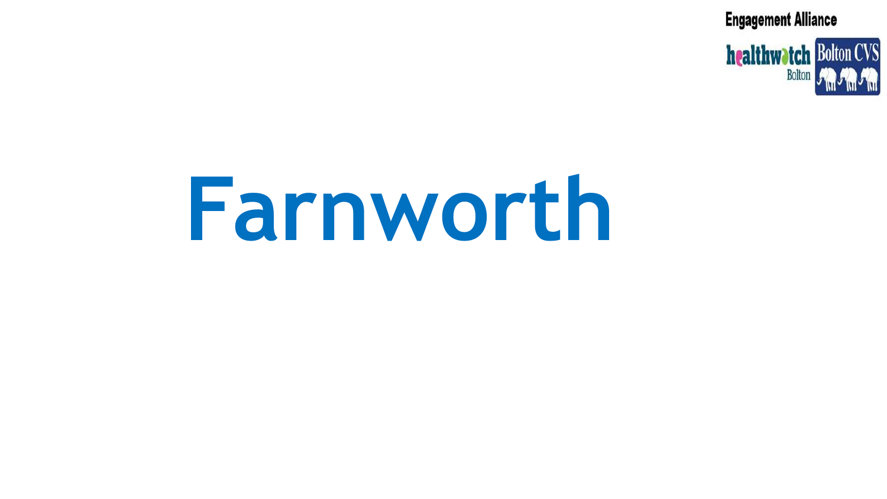# Farnworth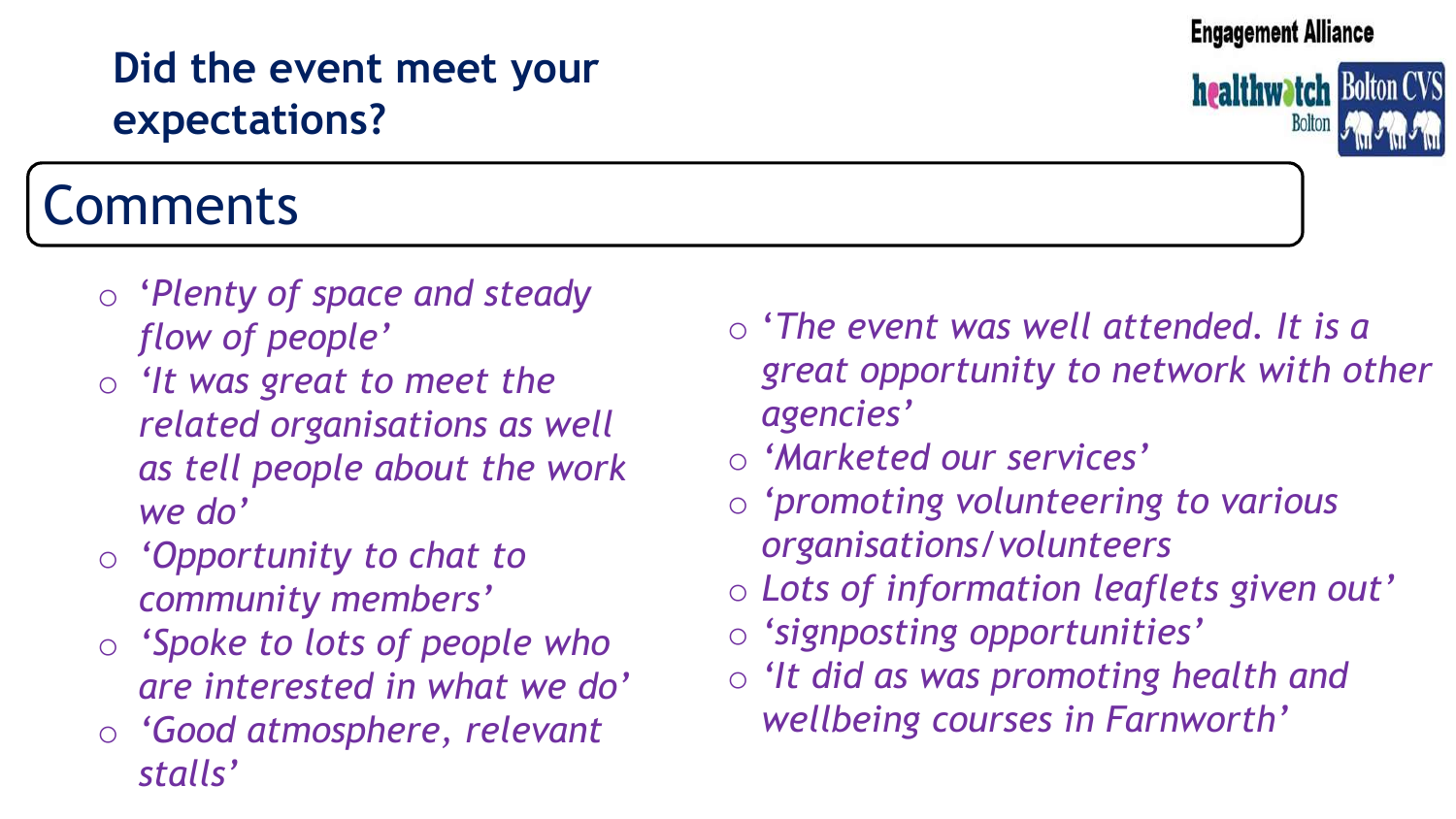## Did the event meet your expectations?

Engagement Alliance

healthwatch Bolton

Bolton CVS

### Comments

- *'Plenty of space and steady flow of people'*
- *'It was great to meet the related organisations as well as tell people about the work we do'*
- *'Opportunity to chat to community members'*
- *'Spoke to lots of people who are interested in what we do'*
- *'Good atmosphere, relevant stalls'*
- *'The event was well attended. It is a great opportunity to network with other agencies'*
- *'Marketed our services'*
- *'promoting volunteering to various organisations/volunteers*
- *Lots of information leaflets given out'*
- *'signposting opportunities'*
- *'It did as was promoting health and wellbeing courses in Farnworth'*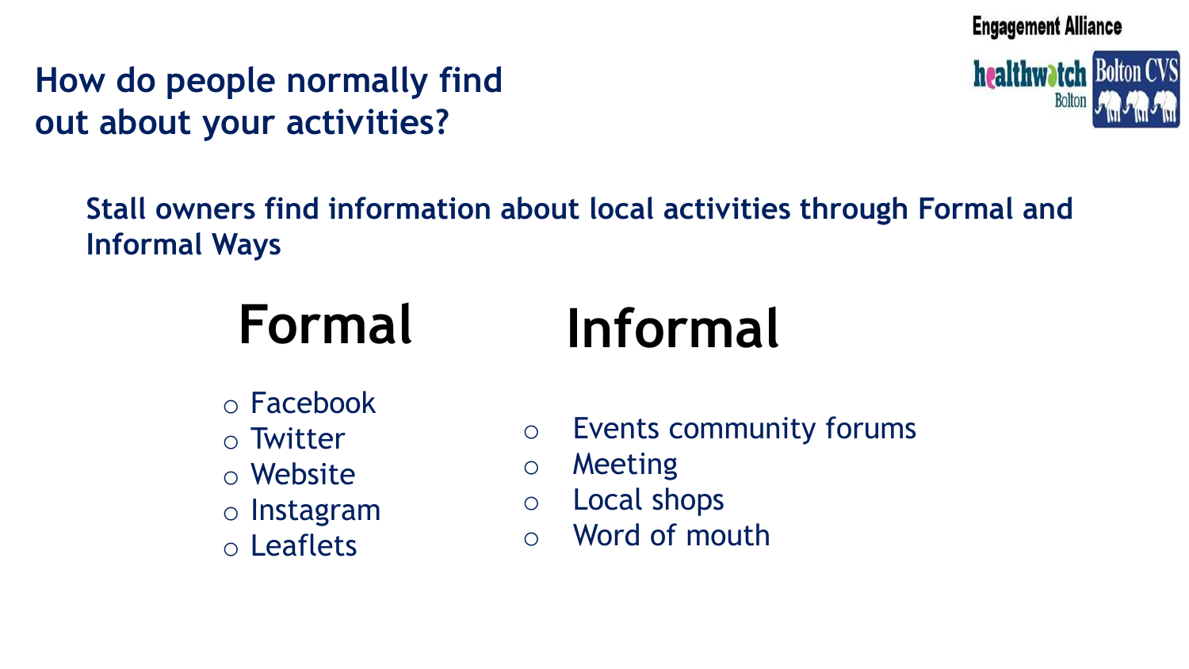## How do people normally find out about your activities?

**Stall owners find information about local activities through Formal and Informal Ways**

### Formal

- Facebook
- Twitter
- Website
- Instagram
- Leaflets

### Informal

- Events community forums
- Meeting
- Local shops
- Word of mouth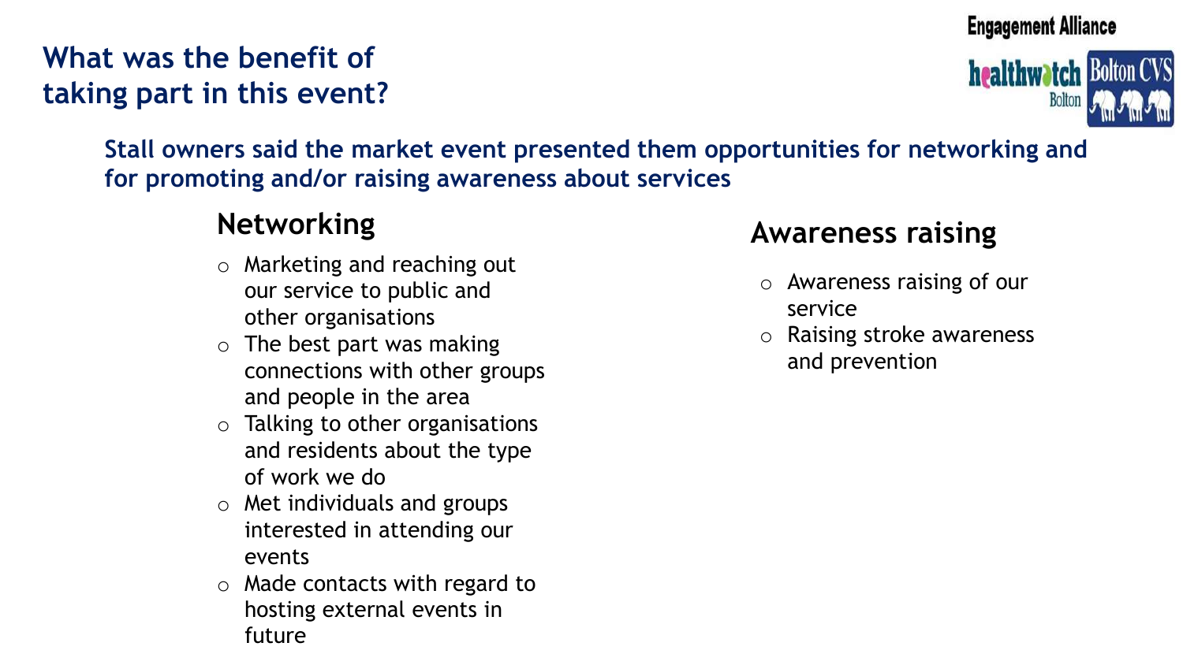# What was the benefit of taking part in this event?

Engagement Alliance

**Stall owners said the market event presented them opportunities for networking and for promoting and/or raising awareness about services**

## Networking

- Marketing and reaching out our service to public and other organisations
- The best part was making connections with other groups and people in the area
- Talking to other organisations and residents about the type of work we do
- Met individuals and groups interested in attending our events
- Made contacts with regard to hosting external events in future

## Awareness raising

- Awareness raising of our service
- Raising stroke awareness and prevention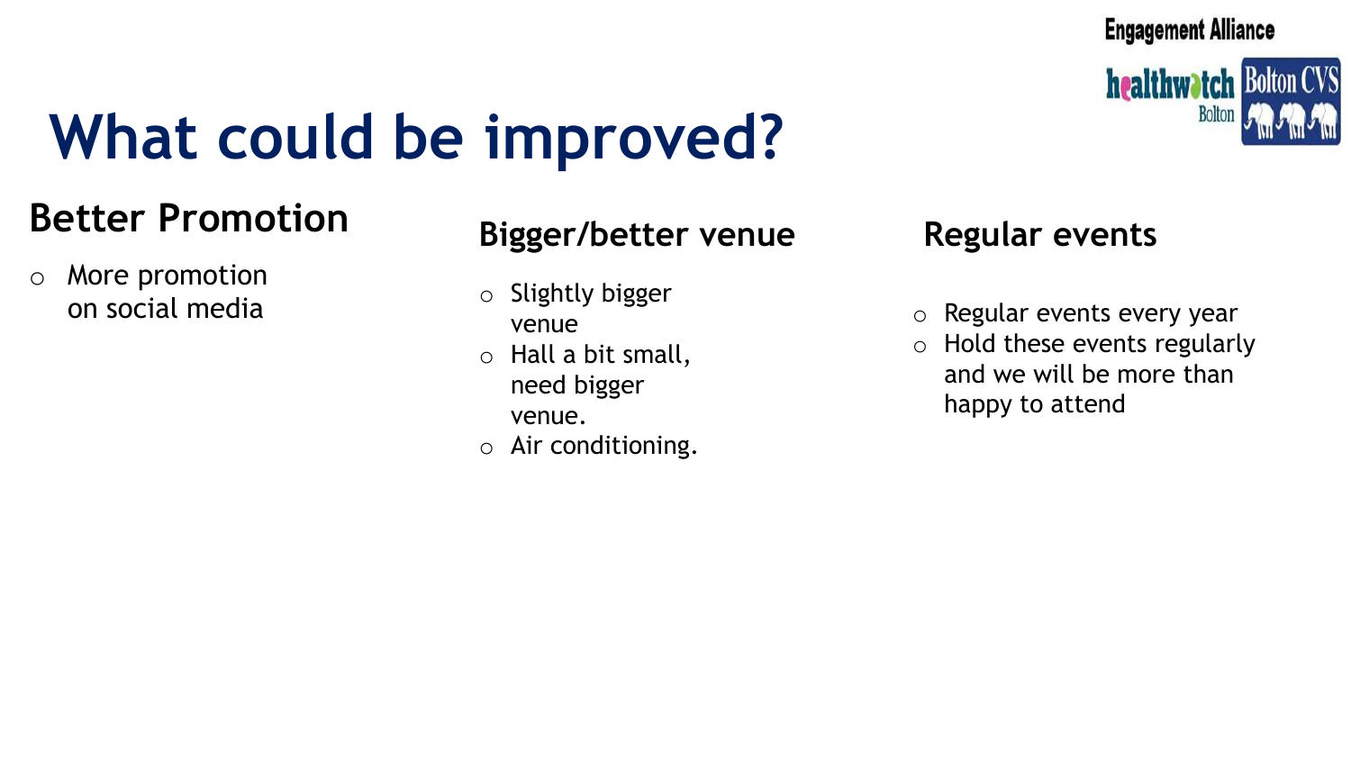# What could be improved?

## Better Promotion

- More promotion on social media

## Bigger/better venue

- Slightly bigger venue
- Hall a bit small, need bigger venue.
- Air conditioning.

## Regular events

- Regular events every year
- Hold these events regularly and we will be more than happy to attend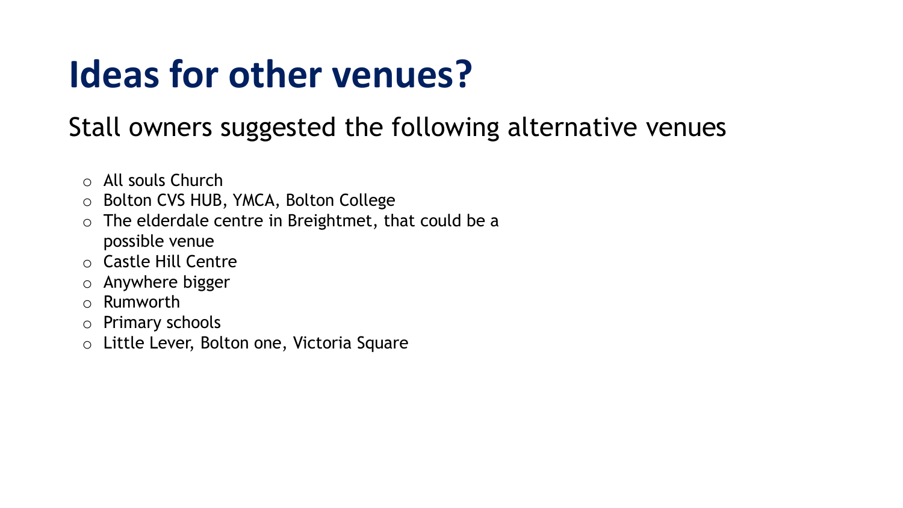# Ideas for other venues?

Stall owners suggested the following alternative venues

- All souls Church
- Bolton CVS HUB, YMCA, Bolton College
- The elderdale centre in Breightmet, that could be a possible venue
- Castle Hill Centre
- Anywhere bigger
- Rumworth
- Primary schools
- Little Lever, Bolton one, Victoria Square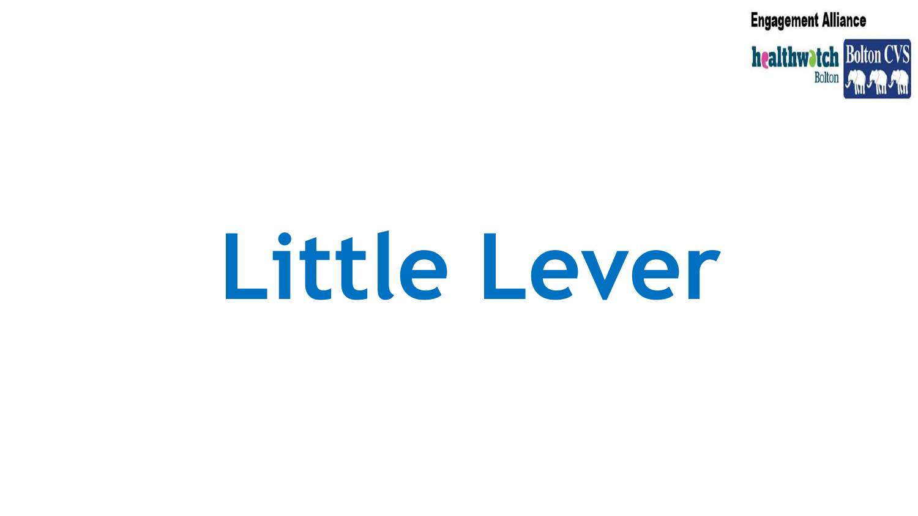# Little Lever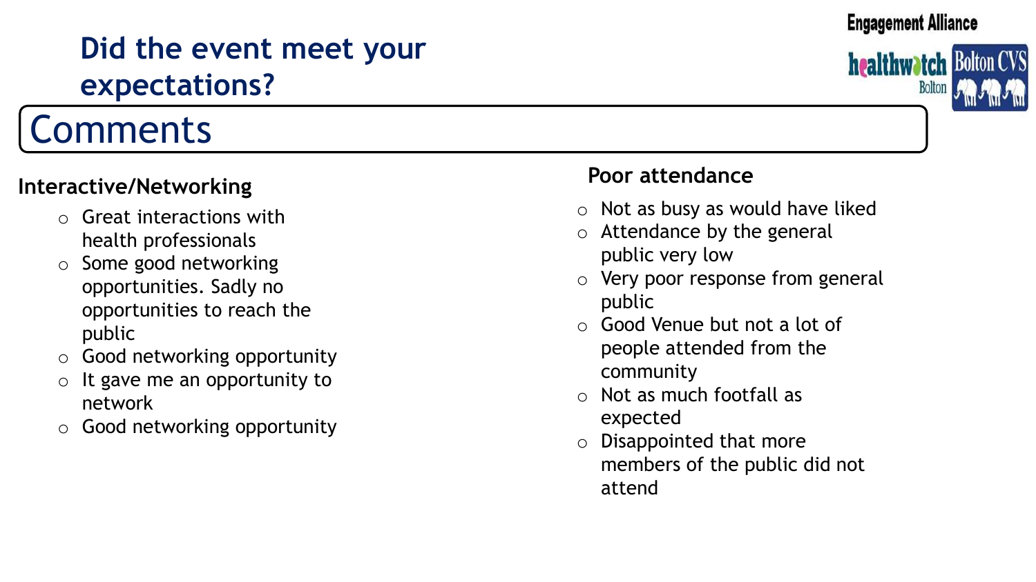# Did the event meet your expectations?

## Comments

### Interactive/Networking

- Great interactions with health professionals
- Some good networking opportunities. Sadly no opportunities to reach the public
- Good networking opportunity
- It gave me an opportunity to network
- Good networking opportunity

### Poor attendance

- Not as busy as would have liked
- Attendance by the general public very low
- Very poor response from general public
- Good Venue but not a lot of people attended from the community
- Not as much footfall as expected
- Disappointed that more members of the public did not attend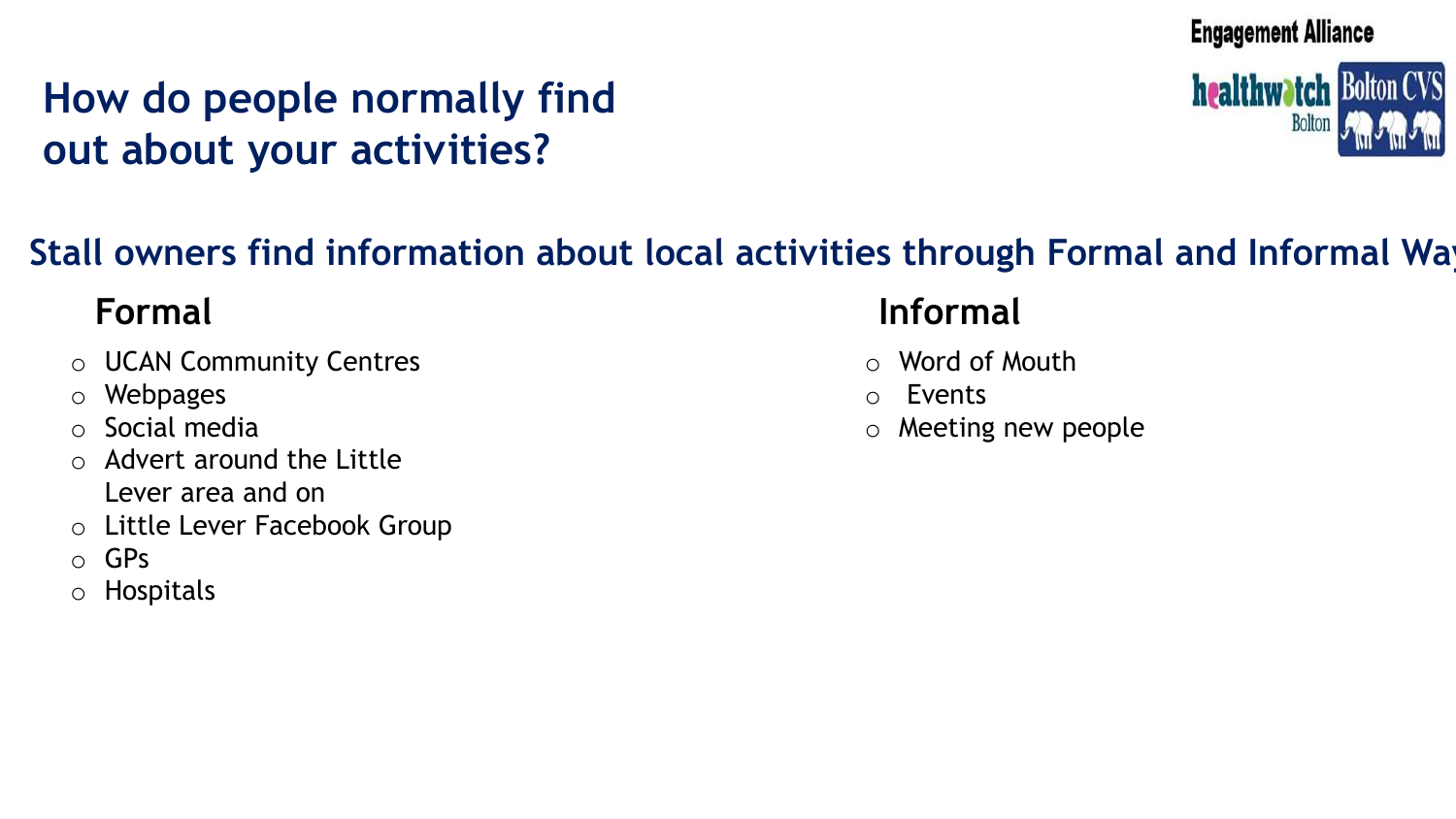# How do people normally find out about your activities?

## Stall owners find information about local activities through Formal and Informal Way

### Formal

- UCAN Community Centres
- Webpages
- Social media
- Advert around the Little Lever area and on
- Little Lever Facebook Group
- GPs
- Hospitals

### Informal

- Word of Mouth
- Events
- Meeting new people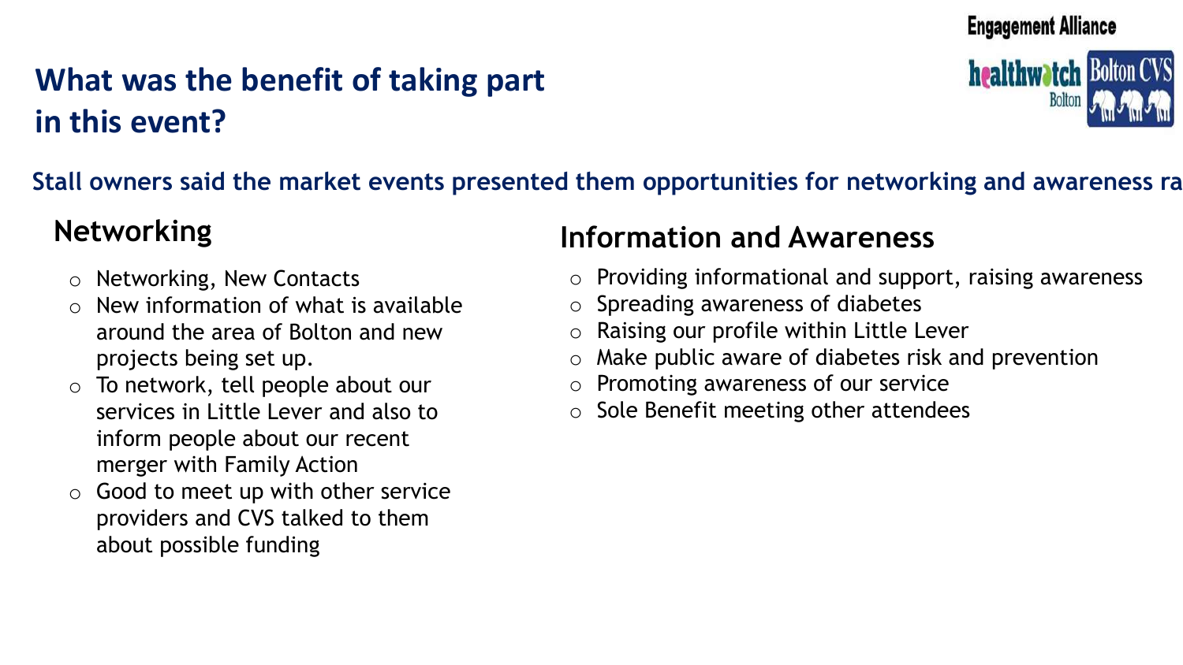# What was the benefit of taking part in this event?

Engagement Alliance

**Stall owners said the market events presented them opportunities for networking and awareness ra**

## Networking

- Networking, New Contacts
- New information of what is available around the area of Bolton and new projects being set up.
- To network, tell people about our services in Little Lever and also to inform people about our recent merger with Family Action
- Good to meet up with other service providers and CVS talked to them about possible funding

## Information and Awareness

- Providing informational and support, raising awareness
- Spreading awareness of diabetes
- Raising our profile within Little Lever
- Make public aware of diabetes risk and prevention
- Promoting awareness of our service
- Sole Benefit meeting other attendees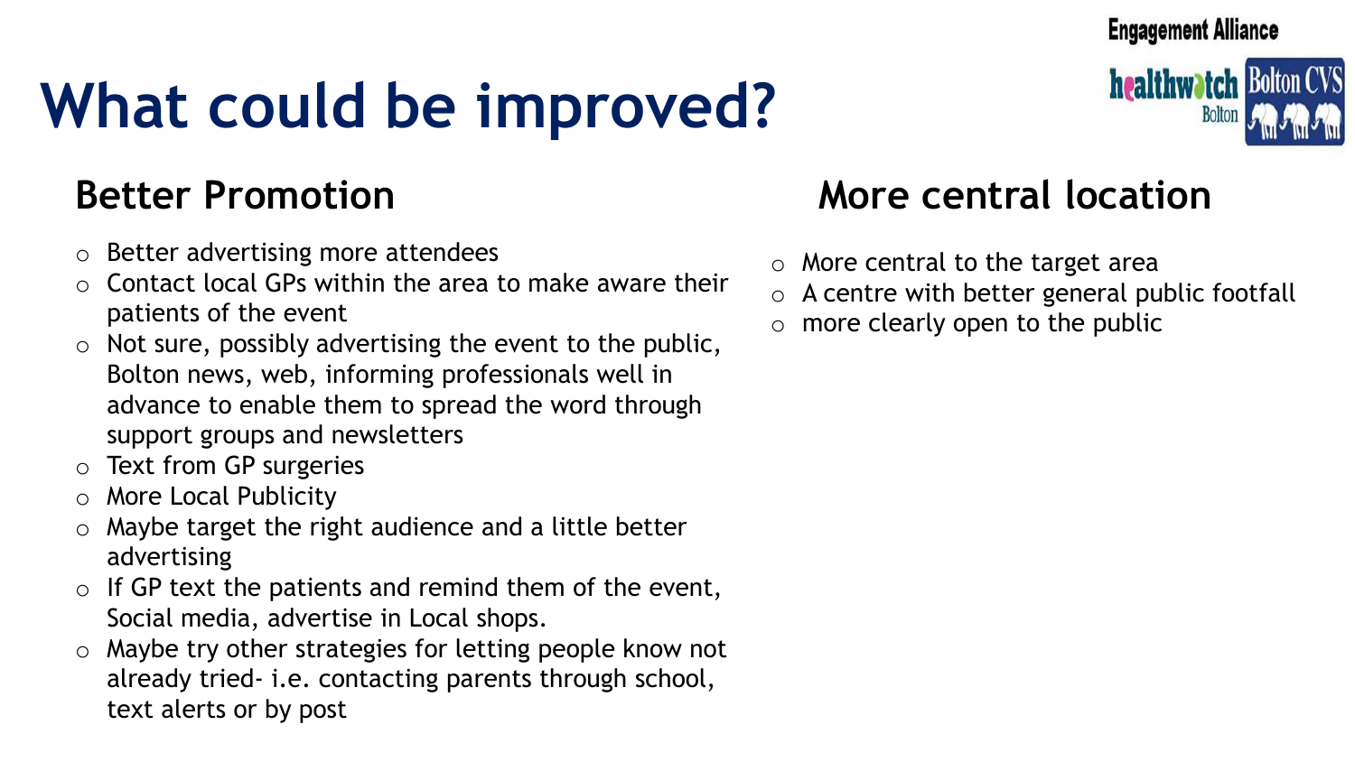# What could be improved?

## Better Promotion

- Better advertising more attendees
- Contact local GPs within the area to make aware their patients of the event
- Not sure, possibly advertising the event to the public, Bolton news, web, informing professionals well in advance to enable them to spread the word through support groups and newsletters
- Text from GP surgeries
- More Local Publicity
- Maybe target the right audience and a little better advertising
- If GP text the patients and remind them of the event, Social media, advertise in Local shops.
- Maybe try other strategies for letting people know not already tried- i.e. contacting parents through school, text alerts or by post

## More central location

- More central to the target area
- A centre with better general public footfall
- more clearly open to the public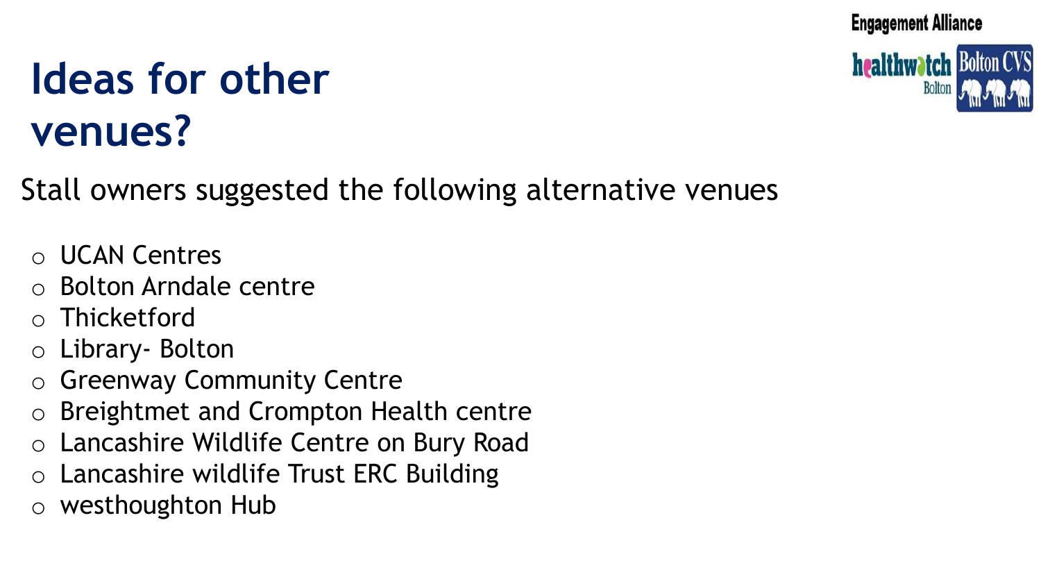# Ideas for other venues?

Stall owners suggested the following alternative venues

- UCAN Centres
- Bolton Arndale centre
- Thicketford
- Library- Bolton
- Greenway Community Centre
- Breightmet and Crompton Health centre
- Lancashire Wildlife Centre on Bury Road
- Lancashire wildlife Trust ERC Building
- westhoughton Hub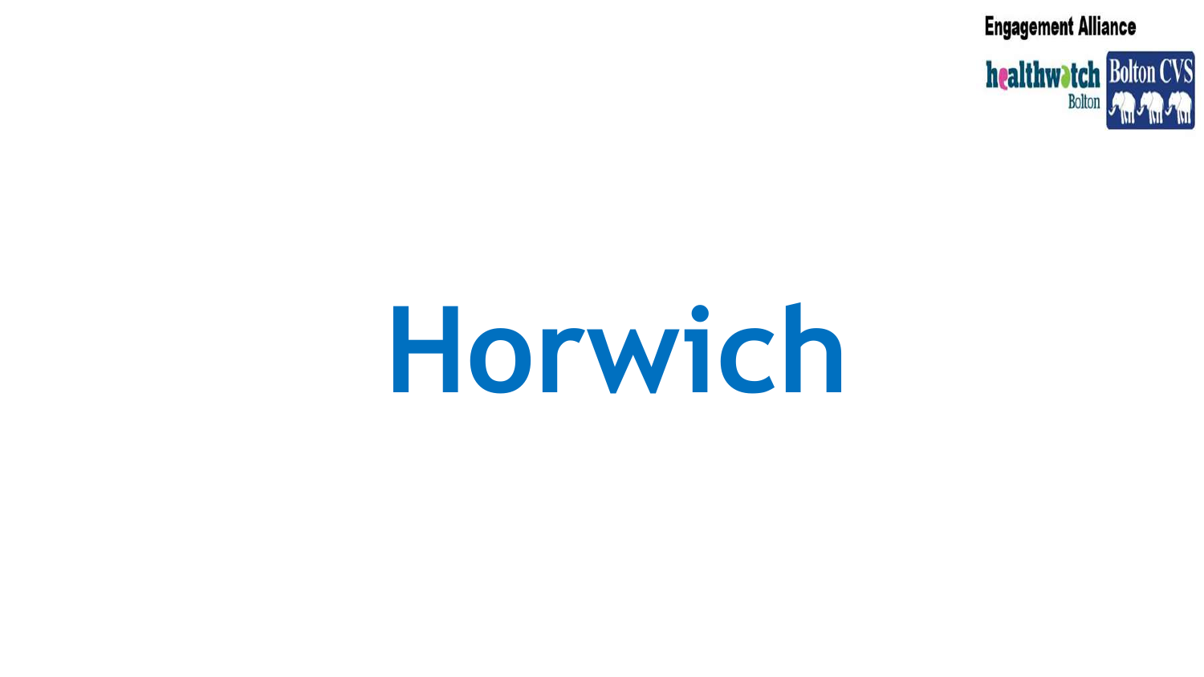# Horwich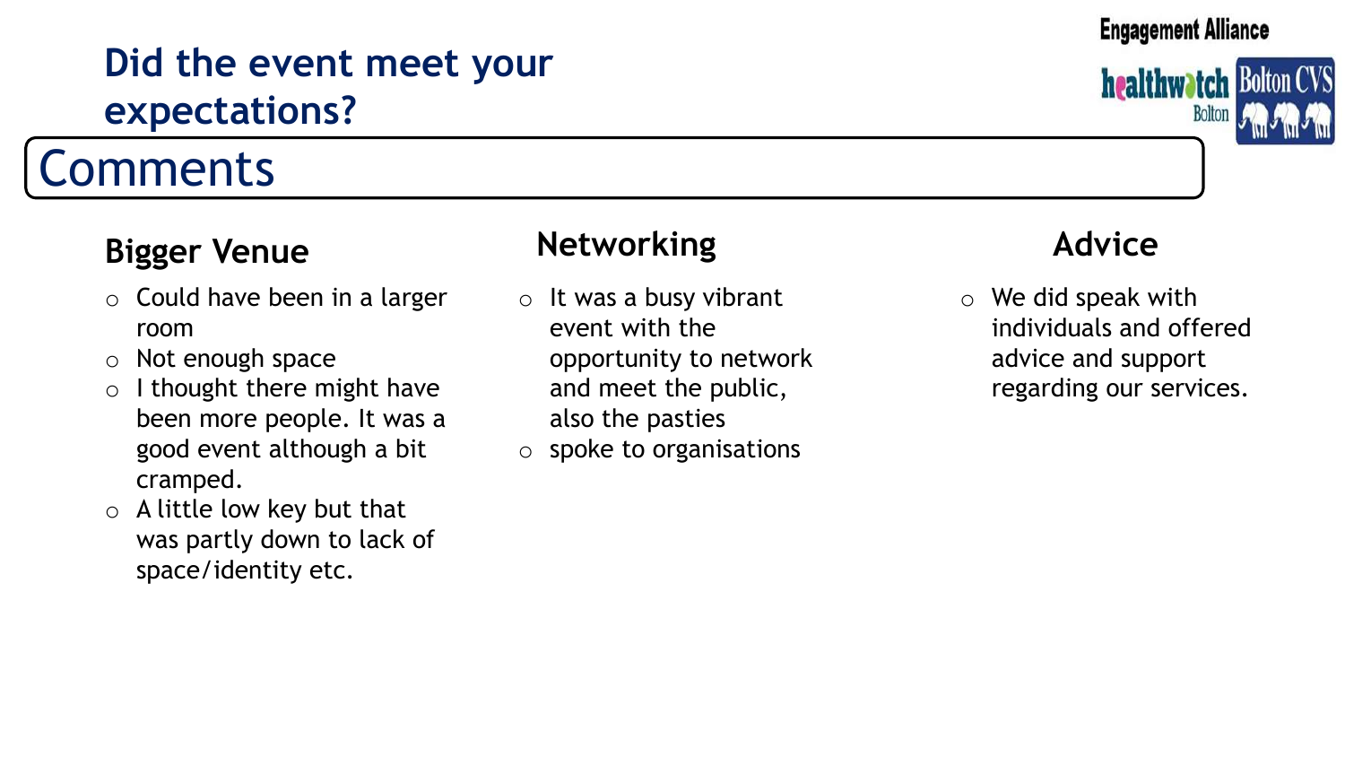# Did the event meet your expectations?

## Comments

### Bigger Venue

- Could have been in a larger room
- Not enough space
- I thought there might have been more people. It was a good event although a bit cramped.
- A little low key but that was partly down to lack of space/identity etc.

### Networking

- It was a busy vibrant event with the opportunity to network and meet the public, also the pasties
- spoke to organisations

### Advice

- We did speak with individuals and offered advice and support regarding our services.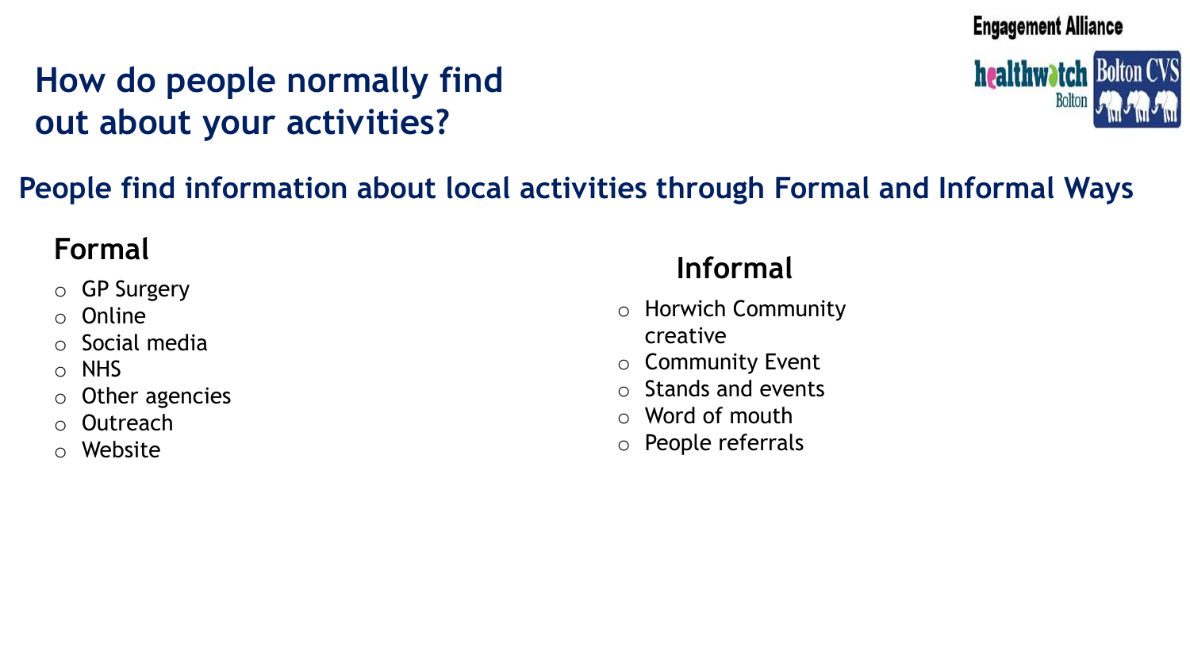# How do people normally find out about your activities?

## People find information about local activities through Formal and Informal Ways

### Formal

- GP Surgery
- Online
- Social media
- NHS
- Other agencies
- Outreach
- Website

### Informal

- Horwich Community creative
- Community Event
- Stands and events
- Word of mouth
- People referrals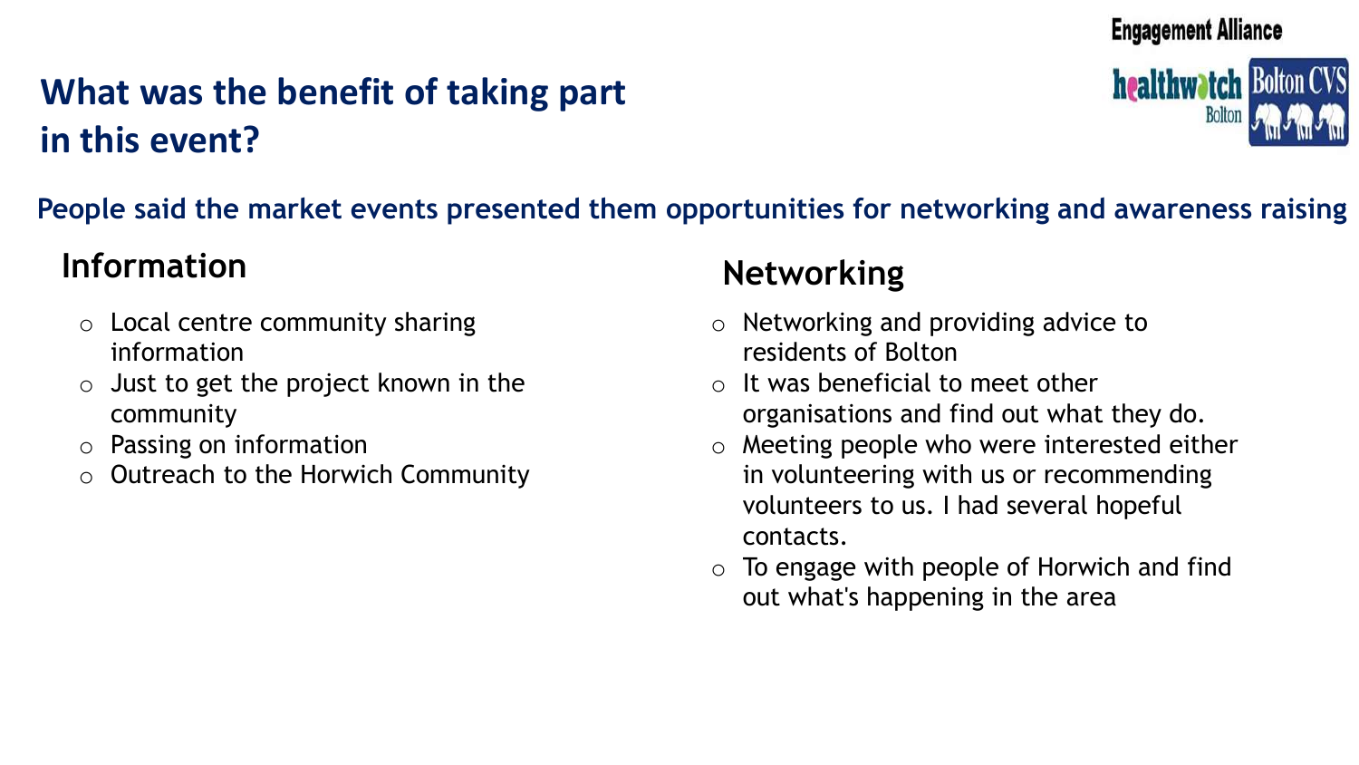# What was the benefit of taking part in this event?

Engagement Alliance

**People said the market events presented them opportunities for networking and awareness raising**

## Information

- Local centre community sharing information
- Just to get the project known in the community
- Passing on information
- Outreach to the Horwich Community

## Networking

- Networking and providing advice to residents of Bolton
- It was beneficial to meet other organisations and find out what they do.
- Meeting people who were interested either in volunteering with us or recommending volunteers to us. I had several hopeful contacts.
- To engage with people of Horwich and find out what's happening in the area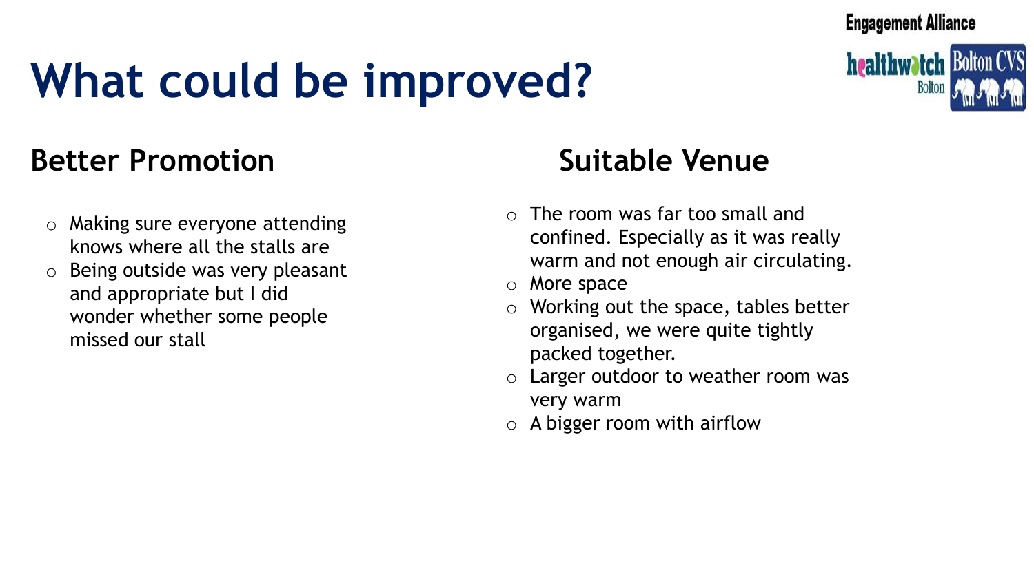# What could be improved?

## Better Promotion

- Making sure everyone attending knows where all the stalls are
- Being outside was very pleasant and appropriate but I did wonder whether some people missed our stall

## Suitable Venue

- The room was far too small and confined. Especially as it was really warm and not enough air circulating.
- More space
- Working out the space, tables better organised, we were quite tightly packed together.
- Larger outdoor to weather room was very warm
- A bigger room with airflow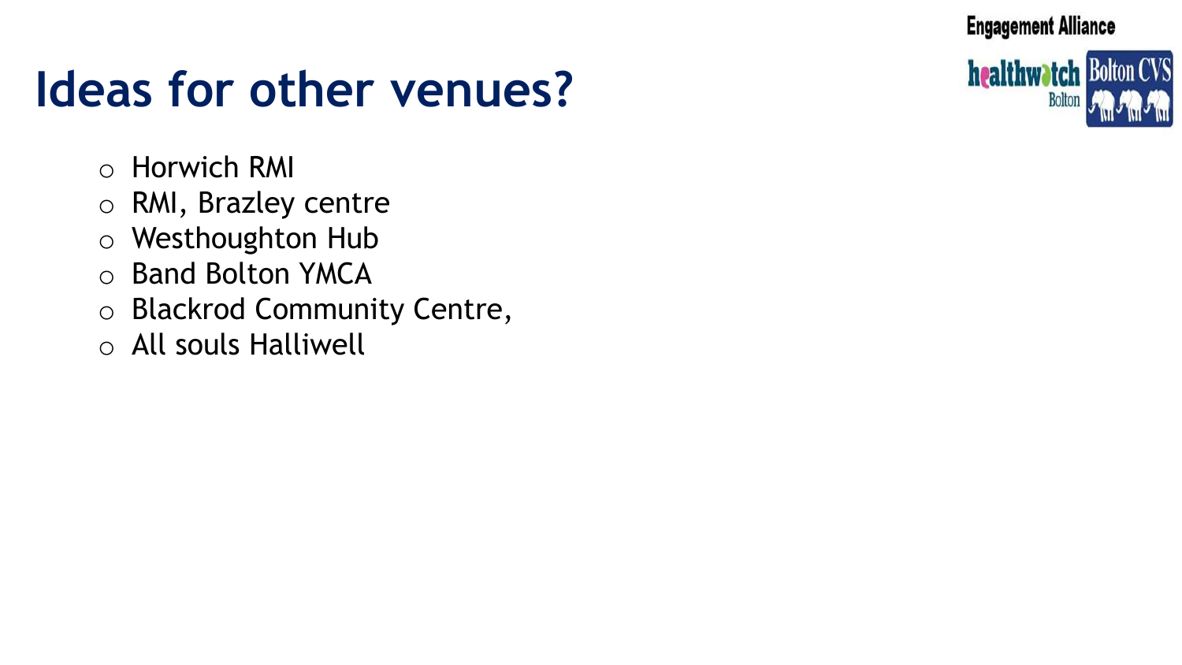# Ideas for other venues?

- Horwich RMI
- RMI, Brazley centre
- Westhoughton Hub
- Band Bolton YMCA
- Blackrod Community Centre,
- All souls Halliwell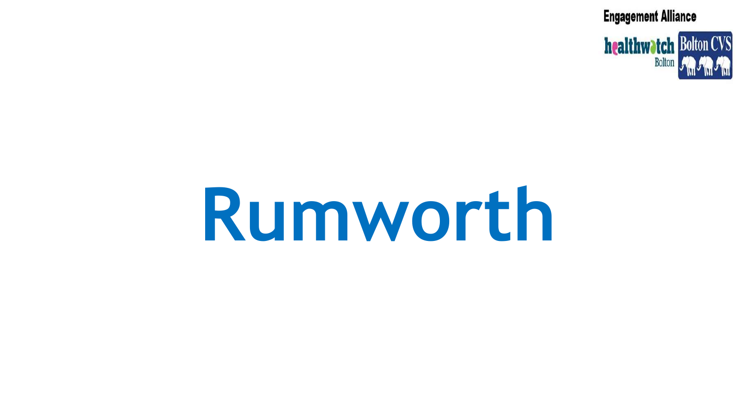# Rumworth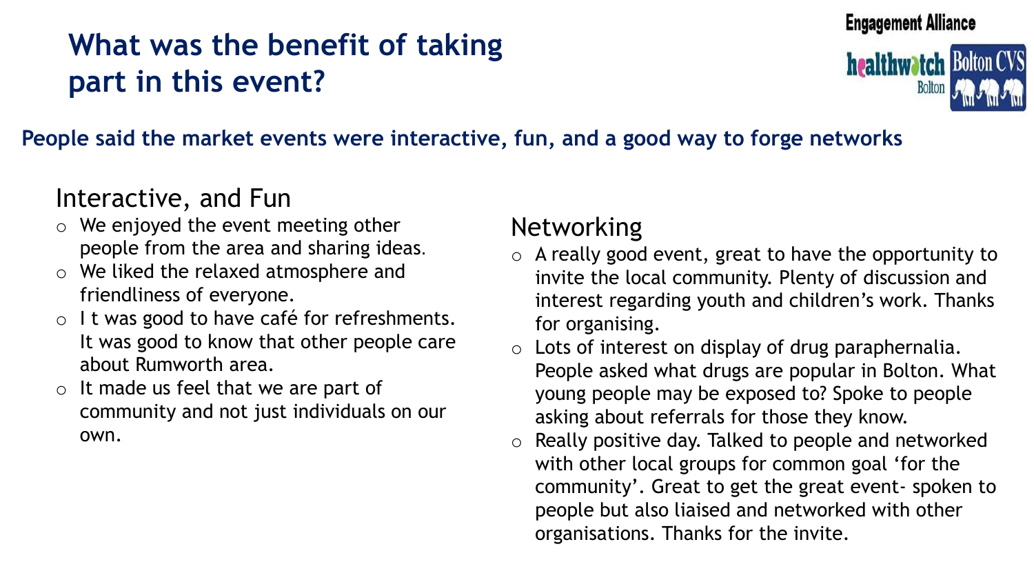# What was the benefit of taking part in this event?

Engagement Alliance

healthwatch Bolton | Bolton CVS

**People said the market events were interactive, fun, and a good way to forge networks**

## Interactive, and Fun

- We enjoyed the event meeting other people from the area and sharing ideas.
- We liked the relaxed atmosphere and friendliness of everyone.
- I t was good to have café for refreshments. It was good to know that other people care about Rumworth area.
- It made us feel that we are part of community and not just individuals on our own.

## Networking

- A really good event, great to have the opportunity to invite the local community. Plenty of discussion and interest regarding youth and children's work. Thanks for organising.
- Lots of interest on display of drug paraphernalia. People asked what drugs are popular in Bolton. What young people may be exposed to? Spoke to people asking about referrals for those they know.
- Really positive day. Talked to people and networked with other local groups for common goal 'for the community'. Great to get the great event- spoken to people but also liaised and networked with other organisations. Thanks for the invite.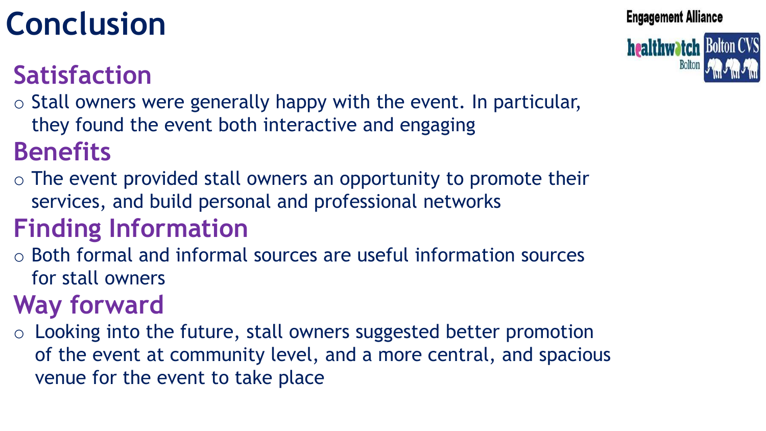# Conclusion

Engagement Alliance

## Satisfaction

- Stall owners were generally happy with the event. In particular, they found the event both interactive and engaging

## Benefits

- The event provided stall owners an opportunity to promote their services, and build personal and professional networks

## Finding Information

- Both formal and informal sources are useful information sources for stall owners

## Way forward

- Looking into the future, stall owners suggested better promotion of the event at community level, and a more central, and spacious venue for the event to take place